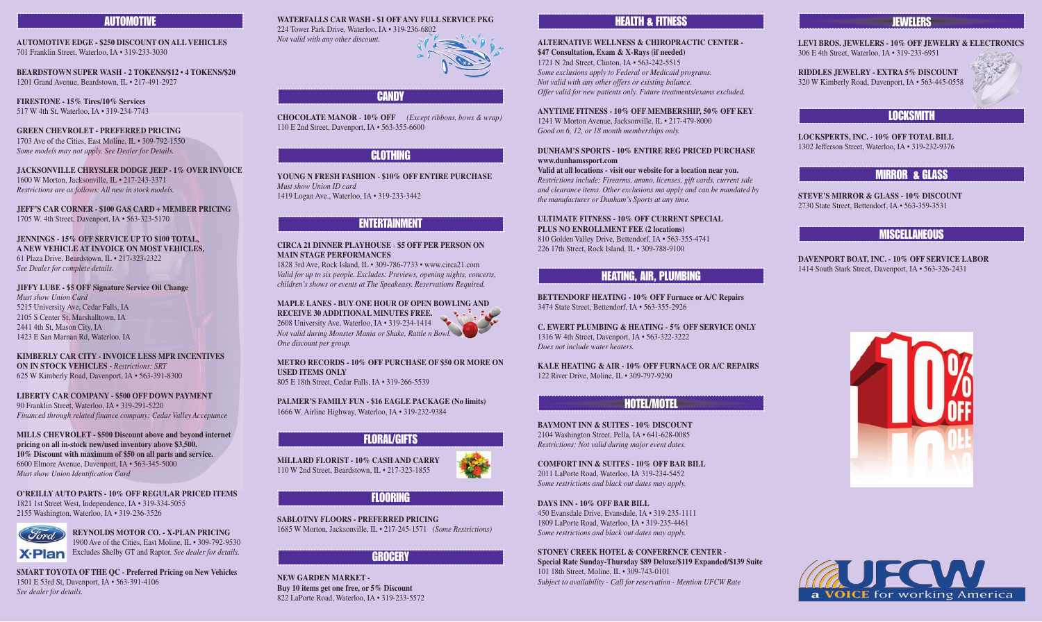## AUTOMOTIVE

**AUTOMOTIVE EDGE - $250 DISCOUNT ON ALL VEHICLES**
701 Franklin Street, Waterloo, IA • 319-233-3030

**BEARDSTOWN SUPER WASH - 2 TOKENS/$12 • 4 TOKENS/$20**
1201 Grand Avenue, Beardstown, IL • 217-491-2927

**FIRESTONE - 15% Tires/10% Services**
517 W 4th St, Waterloo, IA • 319-234-7743

**GREEN CHEVROLET - PREFERRED PRICING**
1703 Ave of the Cities, East Moline, IL • 309-792-1550
*Some models may not apply. See Dealer for Details.*

**JACKSONVILLE CHRYSLER DODGE JEEP - 1% OVER INVOICE**
1600 W Morton, Jacksonville, IL • 217-243-3371
*Restrictions are as follows: All new in stock models.*

**JEFF'S CAR CORNER - $100 GAS CARD + MEMBER PRICING**
1705 W. 4th Street, Davenport, IA • 563-323-5170

**JENNINGS - 15% OFF SERVICE UP TO $100 TOTAL, A NEW VEHICLE AT INVOICE ON MOST VEHICLES,**
61 Plaza Drive, Beardstown, IL • 217-323-2322
*See Dealer for complete details.*

**JIFFY LUBE - $5 OFF Signature Service Oil Change**
*Must show Union Card*
5215 University Ave, Cedar Falls, IA
2105 S Center St, Marshalltown, IA
2441 4th St, Mason City, IA
1423 E San Marnan Rd, Waterloo, IA

**KIMBERLY CAR CITY - INVOICE LESS MPR INCENTIVES ON IN STOCK VEHICLES** - *Restrictions: SRT*
625 W Kimberly Road, Davenport, IA • 563-391-8300

**LIBERTY CAR COMPANY - $500 OFF DOWN PAYMENT**
90 Franklin Street, Waterloo, IA • 319-291-5220
*Financed through related finance company: Cedar Valley Acceptance*

**MILLS CHEVROLET - $500 Discount above and beyond internet pricing on all in-stock new/used inventory above $3,500. 10% Discount with maximum of $50 on all parts and service.**
6600 Elmore Avenue, Davenport, IA • 563-345-5000
*Must show Union Identification Card*

**O'REILLY AUTO PARTS - 10% OFF REGULAR PRICED ITEMS**
1821 1st Street West, Independence, IA • 319-334-5055
2155 Washington, Waterloo, IA • 319-236-3526

**REYNOLDS MOTOR CO. - X-PLAN PRICING**
1900 Ave of the Cities, East Moline, IL • 309-792-9530
Excludes Shelby GT and Raptor. *See dealer for details.*

**SMART TOYOTA OF THE QC - Preferred Pricing on New Vehicles**
1501 E 53rd St, Davenport, IA • 563-391-4106
*See dealer for details.*

**WATERFALLS CAR WASH - $1 OFF ANY FULL SERVICE PKG**
224 Tower Park Drive, Waterloo, IA • 319-236-6802
*Not valid with any other discount.*

## CANDY

**CHOCOLATE MANOR - 10% OFF** *(Except ribbons, bows & wrap)*
110 E 2nd Street, Davenport, IA • 563-355-6600

## CLOTHING

**YOUNG N FRESH FASHION - $10% OFF ENTIRE PURCHASE**
*Must show Union ID card*
1419 Logan Ave., Waterloo, IA • 319-233-3442

## ENTERTAINMENT

**CIRCA 21 DINNER PLAYHOUSE - $5 OFF PER PERSON ON MAIN STAGE PERFORMANCES**
1828 3rd Ave, Rock Island, IL • 309-786-7733 • www.circa21.com
*Valid for up to six people. Excludes: Previews, opening nights, concerts, children's shows or events at The Speakeasy. Reservations Required.*

**MAPLE LANES - BUY ONE HOUR OF OPEN BOWLING AND RECEIVE 30 ADDITIONAL MINUTES FREE.**
2608 University Ave, Waterloo, IA • 319-234-1414
*Not valid during Monster Mania or Shake, Rattle n Bowl. One discount per group.*

**METRO RECORDS - 10% OFF PURCHASE OF $50 OR MORE ON USED ITEMS ONLY**
805 E 18th Street, Cedar Falls, IA • 319-266-5539

**PALMER'S FAMILY FUN - $16 EAGLE PACKAGE (No limits)**
1666 W. Airline Highway, Waterloo, IA • 319-232-9384

## FLORAL/GIFTS

**MILLARD FLORIST - 10% CASH AND CARRY**
110 W 2nd Street, Beardstown, IL • 217-323-1855

## FLOORING

**SABLOTNY FLOORS - PREFERRED PRICING**
1685 W Morton, Jacksonville, IL • 217-245-1571 *(Some Restrictions)*

## GROCERY

**NEW GARDEN MARKET - Buy 10 items get one free, or 5% Discount**
822 LaPorte Road, Waterloo, IA • 319-233-5572

## HEALTH & FITNESS

**ALTERNATIVE WELLNESS & CHIROPRACTIC CENTER - $47 Consultation, Exam & X-Rays (if needed)**
1721 N 2nd Street, Clinton, IA • 563-242-5515
*Some exclusions apply to Federal or Medicaid programs. Not valid with any other offers or existing balance. Offer valid for new patients only. Future treatments/exams excluded.*

**ANYTIME FITNESS - 10% OFF MEMBERSHIP, 50% OFF KEY**
1241 W Morton Avenue, Jacksonville, IL • 217-479-8000
*Good on 6, 12, or 18 month memberships only.*

**DUNHAM'S SPORTS - 10% ENTIRE REG PRICED PURCHASE**
**www.dunhamssport.com**
**Valid at all locations - visit our website for a location near you.**
*Restrictions include: Firearms, ammo, licenses, gift cards, current sale and clearance items. Other exclusions ma apply and can be mandated by the manufacturer or Dunham's Sports at any time.*

**ULTIMATE FITNESS - 10% OFF CURRENT SPECIAL PLUS NO ENROLLMENT FEE (2 locations)**
810 Golden Valley Drive, Bettendorf, IA • 563-355-4741
226 17th Street, Rock Island, IL • 309-788-9100

## HEATING, AIR, PLUMBING

**BETTENDORF HEATING - 10% OFF Furnace or A/C Repairs**
3474 State Street, Bettendorf, IA • 563-355-2926

**C. EWERT PLUMBING & HEATING - 5% OFF SERVICE ONLY**
1316 W 4th Street, Davenport, IA • 563-322-3222
*Does not include water heaters.*

**KALE HEATING & AIR - 10% OFF FURNACE OR A/C REPAIRS**
122 River Drive, Moline, IL • 309-797-9290

## HOTEL/MOTEL

**BAYMONT INN & SUITES - 10% DISCOUNT**
2104 Washington Street, Pella, IA • 641-628-0085
*Restrictions: Not valid during major event dates.*

**COMFORT INN & SUITES - 10% OFF BAR BILL**
2011 LaPorte Road, Waterloo, IA 319-234-5452
*Some restrictions and black out dates may apply.*

**DAYS INN - 10% OFF BAR BILL**
450 Evansdale Drive, Evansdale, IA • 319-235-1111
1809 LaPorte Road, Waterloo, IA • 319-235-4461
*Some restrictions and black out dates may apply.*

**STONEY CREEK HOTEL & CONFERENCE CENTER - Special Rate Sunday-Thursday $89 Deluxe/$119 Expanded/$139 Suite**
101 18th Street, Moline, IL • 309-743-0101
*Subject to availability - Call for reservation - Mention UFCW Rate*

## JEWELERS

**LEVI BROS. JEWELERS - 10% OFF JEWELRY & ELECTRONICS**
306 E 4th Street, Waterloo, IA • 319-233-6951

**RIDDLES JEWELRY - EXTRA 5% DISCOUNT**
320 W Kimberly Road, Davenport, IA • 563-445-0558

## LOCKSMITH

**LOCKSPERTS, INC. - 10% OFF TOTAL BILL**
1302 Jefferson Street, Waterloo, IA • 319-232-9376

## MIRROR & GLASS

**STEVE'S MIRROR & GLASS - 10% DISCOUNT**
2730 State Street, Bettendorf, IA • 563-359-3531

## MISCELLANEOUS

**DAVENPORT BOAT, INC. - 10% OFF SERVICE LABOR**
1414 South Stark Street, Davenport, IA • 563-326-2431

UFCW a VOICE for working America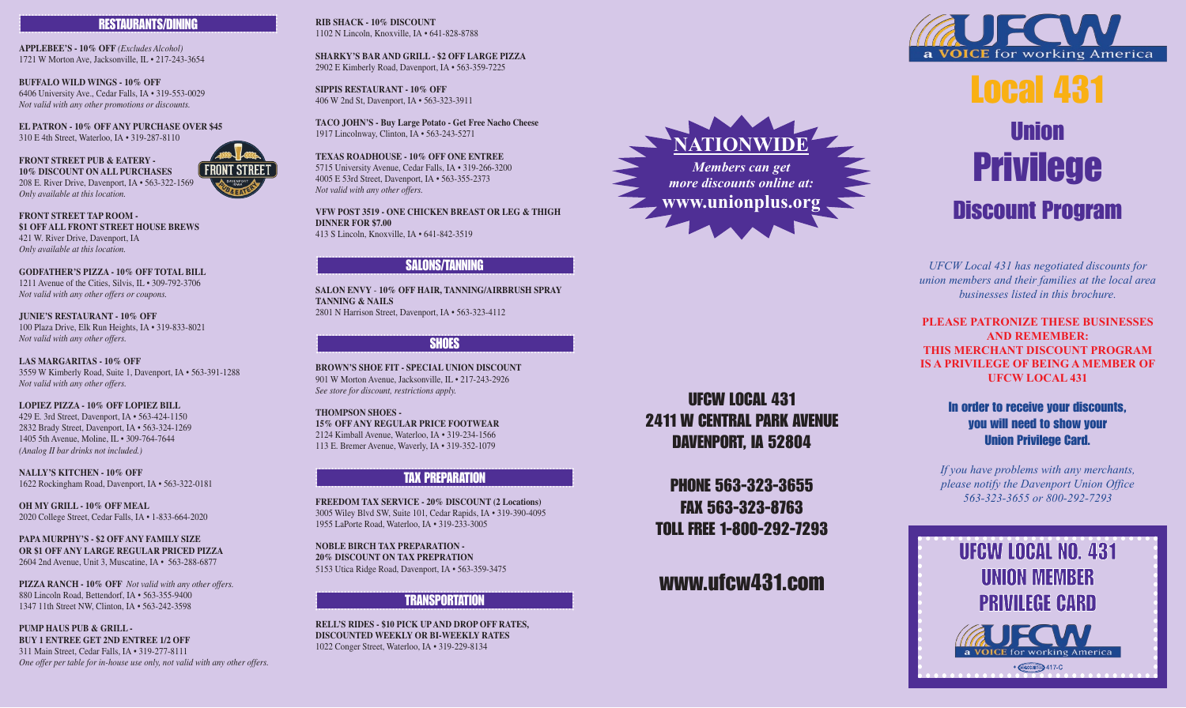## RESTAURANTS/DINING

**APPLEBEE'S - 10% OFF** *(Excludes Alcohol)*
1721 W Morton Ave, Jacksonville, IL • 217-243-3654

**BUFFALO WILD WINGS - 10% OFF**
6406 University Ave., Cedar Falls, IA • 319-553-0029
*Not valid with any other promotions or discounts.*

**EL PATRON - 10% OFF ANY PURCHASE OVER $45**
310 E 4th Street, Waterloo, IA • 319-287-8110

**FRONT STREET PUB & EATERY - 10% DISCOUNT ON ALL PURCHASES**
208 E. River Drive, Davenport, IA • 563-322-1569
*Only available at this location.*

**FRONT STREET TAP ROOM - $1 OFF ALL FRONT STREET HOUSE BREWS**
421 W. River Drive, Davenport, IA
*Only available at this location.*

**GODFATHER'S PIZZA - 10% OFF TOTAL BILL**
1211 Avenue of the Cities, Silvis, IL • 309-792-3706
*Not valid with any other offers or coupons.*

**JUNIE'S RESTAURANT - 10% OFF**
100 Plaza Drive, Elk Run Heights, IA • 319-833-8021
*Not valid with any other offers.*

**LAS MARGARITAS - 10% OFF**
3559 W Kimberly Road, Suite 1, Davenport, IA • 563-391-1288
*Not valid with any other offers.*

**LOPIEZ PIZZA - 10% OFF LOPIEZ BILL**
429 E. 3rd Street, Davenport, IA • 563-424-1150
2832 Brady Street, Davenport, IA • 563-324-1269
1405 5th Avenue, Moline, IL • 309-764-7644
*(Analog II bar drinks not included.)*

**NALLY'S KITCHEN - 10% OFF**
1622 Rockingham Road, Davenport, IA • 563-322-0181

**OH MY GRILL - 10% OFF MEAL**
2020 College Street, Cedar Falls, IA • 1-833-664-2020

**PAPA MURPHY'S - $2 OFF ANY FAMILY SIZE OR $1 OFF ANY LARGE REGULAR PRICED PIZZA**
2604 2nd Avenue, Unit 3, Muscatine, IA • 563-288-6877

**PIZZA RANCH - 10% OFF** *Not valid with any other offers.*
880 Lincoln Road, Bettendorf, IA • 563-355-9400
1347 11th Street NW, Clinton, IA • 563-242-3598

**PUMP HAUS PUB & GRILL - BUY 1 ENTREE GET 2ND ENTREE 1/2 OFF**
311 Main Street, Cedar Falls, IA • 319-277-8111
*One offer per table for in-house use only, not valid with any other offers.*

**RIB SHACK - 10% DISCOUNT**
1102 N Lincoln, Knoxville, IA • 641-828-8788

**SHARKY'S BAR AND GRILL - $2 OFF LARGE PIZZA**
2902 E Kimberly Road, Davenport, IA • 563-359-7225

**SIPPIS RESTAURANT - 10% OFF**
406 W 2nd St, Davenport, IA • 563-323-3911

**TACO JOHN'S - Buy Large Potato - Get Free Nacho Cheese**
1917 Lincolnway, Clinton, IA • 563-243-5271

**TEXAS ROADHOUSE - 10% OFF ONE ENTREE**
5715 University Avenue, Cedar Falls, IA • 319-266-3200
4005 E 53rd Street, Davenport, IA • 563-355-2373
*Not valid with any other offers.*

**VFW POST 3519 - ONE CHICKEN BREAST OR LEG & THIGH DINNER FOR $7.00**
413 S Lincoln, Knoxville, IA • 641-842-3519

## SALONS/TANNING

**SALON ENVY - 10% OFF HAIR, TANNING/AIRBRUSH SPRAY TANNING & NAILS**
2801 N Harrison Street, Davenport, IA • 563-323-4112

## SHOES

**BROWN'S SHOE FIT - SPECIAL UNION DISCOUNT**
901 W Morton Avenue, Jacksonville, IL • 217-243-2926
*See store for discount, restrictions apply.*

**THOMPSON SHOES - 15% OFF ANY REGULAR PRICE FOOTWEAR**
2124 Kimball Avenue, Waterloo, IA • 319-234-1566
113 E. Bremer Avenue, Waverly, IA • 319-352-1079

## TAX PREPARATION

**FREEDOM TAX SERVICE - 20% DISCOUNT (2 Locations)**
3005 Wiley Blvd SW, Suite 101, Cedar Rapids, IA • 319-390-4095
1955 LaPorte Road, Waterloo, IA • 319-233-3005

**NOBLE BIRCH TAX PREPARATION - 20% DISCOUNT ON TAX PREPRATION**
5153 Utica Ridge Road, Davenport, IA • 563-359-3475

## TRANSPORTATION

**RELL'S RIDES - $10 PICK UP AND DROP OFF RATES, DISCOUNTED WEEKLY OR BI-WEEKLY RATES**
1022 Conger Street, Waterloo, IA • 319-229-8134

**NATIONWIDE**
*Members can get more discounts online at:*
**www.unionplus.org**

**UFCW LOCAL 431**
**2411 W CENTRAL PARK AVENUE**
**DAVENPORT, IA 52804**

**PHONE 563-323-3655**
**FAX 563-323-8763**
**TOLL FREE 1-800-292-7293**

**www.ufcw431.com**

UFCW a VOICE for working America

# Local 431
# Union Privilege Discount Program

*UFCW Local 431 has negotiated discounts for union members and their families at the local area businesses listed in this brochure.*

**PLEASE PATRONIZE THESE BUSINESSES AND REMEMBER: THIS MERCHANT DISCOUNT PROGRAM IS A PRIVILEGE OF BEING A MEMBER OF UFCW LOCAL 431**

**In order to receive your discounts, you will need to show your Union Privilege Card.**

*If you have problems with any merchants, please notify the Davenport Union Office 563-323-3655 or 800-292-7293*

**UFCW LOCAL NO. 431**
**UNION MEMBER**
**PRIVILEGE CARD**

UFCW a VOICE for working America

417-C